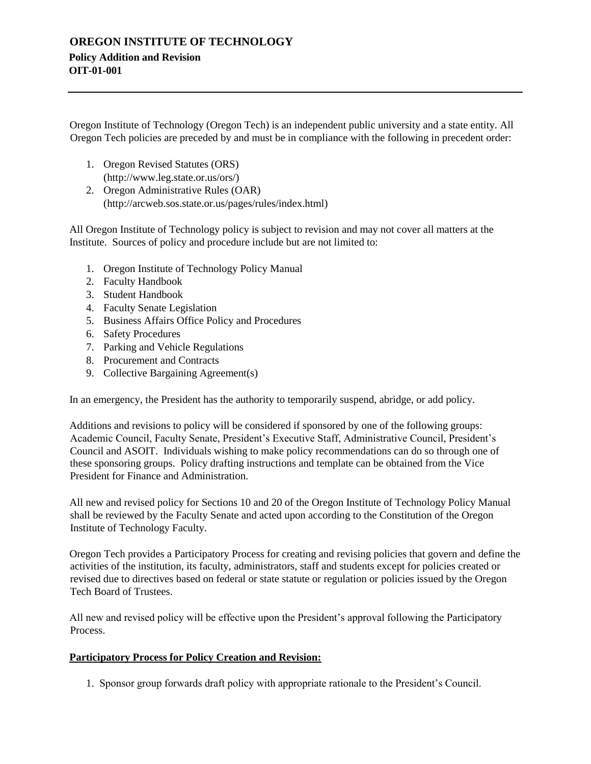# OREGON INSTITUTE OF TECHNOLOGY

## Policy Addition and Revision

## OIT-01-001

---

Oregon Institute of Technology (Oregon Tech) is an independent public university and a state entity. All Oregon Tech policies are preceded by and must be in compliance with the following in precedent order:

1. Oregon Revised Statutes (ORS) (http://www.leg.state.or.us/ors/)
2. Oregon Administrative Rules (OAR) (http://arcweb.sos.state.or.us/pages/rules/index.html)

All Oregon Institute of Technology policy is subject to revision and may not cover all matters at the Institute. Sources of policy and procedure include but are not limited to:

1. Oregon Institute of Technology Policy Manual
2. Faculty Handbook
3. Student Handbook
4. Faculty Senate Legislation
5. Business Affairs Office Policy and Procedures
6. Safety Procedures
7. Parking and Vehicle Regulations
8. Procurement and Contracts
9. Collective Bargaining Agreement(s)

In an emergency, the President has the authority to temporarily suspend, abridge, or add policy.

Additions and revisions to policy will be considered if sponsored by one of the following groups: Academic Council, Faculty Senate, President's Executive Staff, Administrative Council, President's Council and ASOIT. Individuals wishing to make policy recommendations can do so through one of these sponsoring groups. Policy drafting instructions and template can be obtained from the Vice President for Finance and Administration.

All new and revised policy for Sections 10 and 20 of the Oregon Institute of Technology Policy Manual shall be reviewed by the Faculty Senate and acted upon according to the Constitution of the Oregon Institute of Technology Faculty.

Oregon Tech provides a Participatory Process for creating and revising policies that govern and define the activities of the institution, its faculty, administrators, staff and students except for policies created or revised due to directives based on federal or state statute or regulation or policies issued by the Oregon Tech Board of Trustees.

All new and revised policy will be effective upon the President's approval following the Participatory Process.

**Participatory Process for Policy Creation and Revision:**

1. Sponsor group forwards draft policy with appropriate rationale to the President's Council.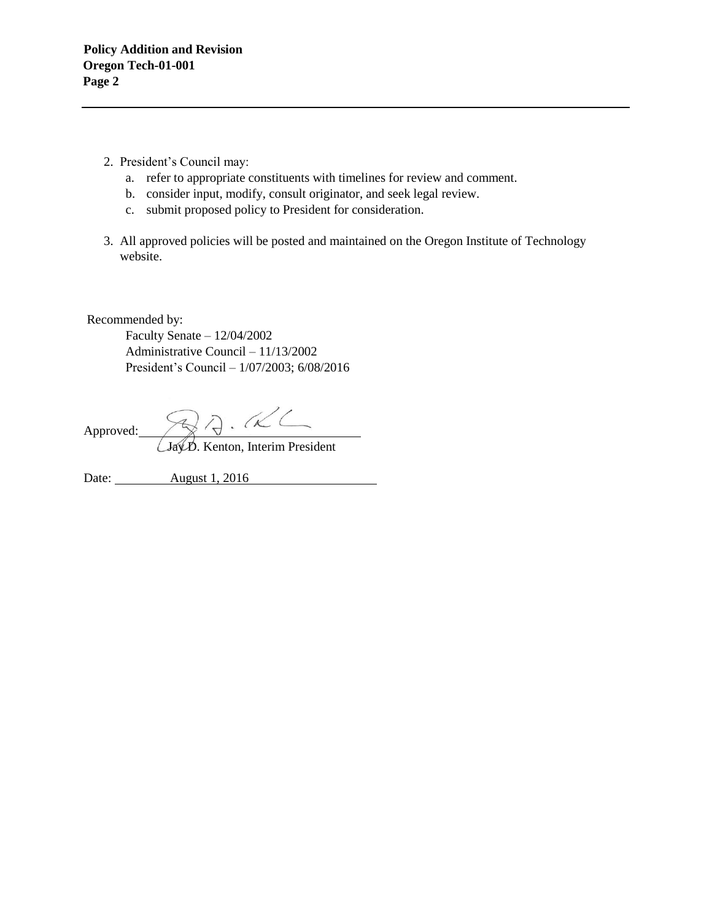2. President's Council may:
   a. refer to appropriate constituents with timelines for review and comment.
   b. consider input, modify, consult originator, and seek legal review.
   c. submit proposed policy to President for consideration.

3. All approved policies will be posted and maintained on the Oregon Institute of Technology website.

Recommended by:

Faculty Senate – 12/04/2002
Administrative Council – 11/13/2002
President's Council – 1/07/2003; 6/08/2016

Approved: ______________________________
Jay D. Kenton, Interim President

Date: August 1, 2016